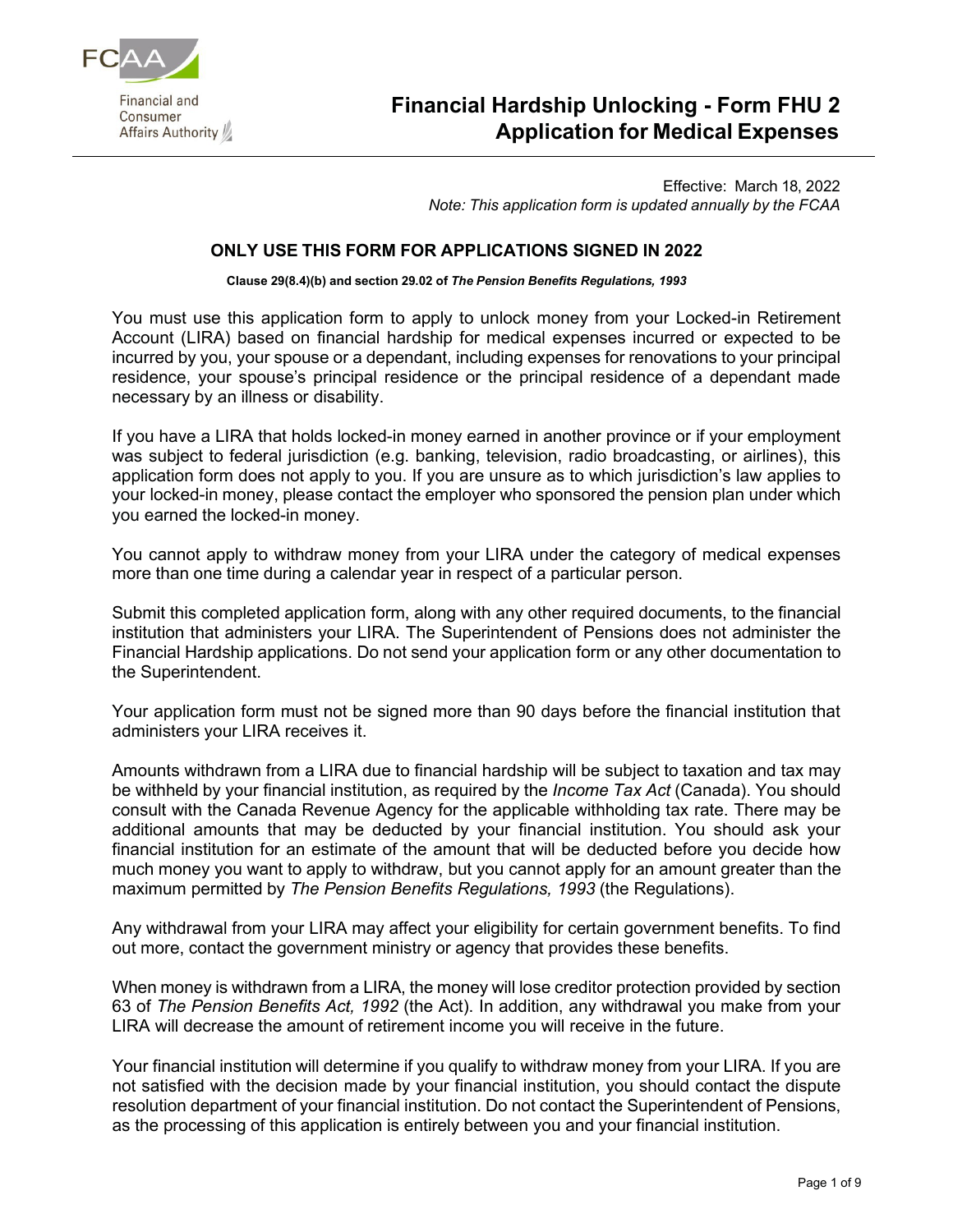FCAA

Financial and Consumer Affairs Authority

# Financial Hardship Unlocking - Form FHU 2
# Application for Medical Expenses

Effective: March 18, 2022
*Note: This application form is updated annually by the FCAA*

**ONLY USE THIS FORM FOR APPLICATIONS SIGNED IN 2022**

**Clause 29(8.4)(b) and section 29.02 of *The Pension Benefits Regulations, 1993***

You must use this application form to apply to unlock money from your Locked-in Retirement Account (LIRA) based on financial hardship for medical expenses incurred or expected to be incurred by you, your spouse or a dependant, including expenses for renovations to your principal residence, your spouse's principal residence or the principal residence of a dependant made necessary by an illness or disability.

If you have a LIRA that holds locked-in money earned in another province or if your employment was subject to federal jurisdiction (e.g. banking, television, radio broadcasting, or airlines), this application form does not apply to you. If you are unsure as to which jurisdiction's law applies to your locked-in money, please contact the employer who sponsored the pension plan under which you earned the locked-in money.

You cannot apply to withdraw money from your LIRA under the category of medical expenses more than one time during a calendar year in respect of a particular person.

Submit this completed application form, along with any other required documents, to the financial institution that administers your LIRA. The Superintendent of Pensions does not administer the Financial Hardship applications. Do not send your application form or any other documentation to the Superintendent.

Your application form must not be signed more than 90 days before the financial institution that administers your LIRA receives it.

Amounts withdrawn from a LIRA due to financial hardship will be subject to taxation and tax may be withheld by your financial institution, as required by the *Income Tax Act* (Canada). You should consult with the Canada Revenue Agency for the applicable withholding tax rate. There may be additional amounts that may be deducted by your financial institution. You should ask your financial institution for an estimate of the amount that will be deducted before you decide how much money you want to apply to withdraw, but you cannot apply for an amount greater than the maximum permitted by *The Pension Benefits Regulations, 1993* (the Regulations).

Any withdrawal from your LIRA may affect your eligibility for certain government benefits. To find out more, contact the government ministry or agency that provides these benefits.

When money is withdrawn from a LIRA, the money will lose creditor protection provided by section 63 of *The Pension Benefits Act, 1992* (the Act). In addition, any withdrawal you make from your LIRA will decrease the amount of retirement income you will receive in the future.

Your financial institution will determine if you qualify to withdraw money from your LIRA. If you are not satisfied with the decision made by your financial institution, you should contact the dispute resolution department of your financial institution. Do not contact the Superintendent of Pensions, as the processing of this application is entirely between you and your financial institution.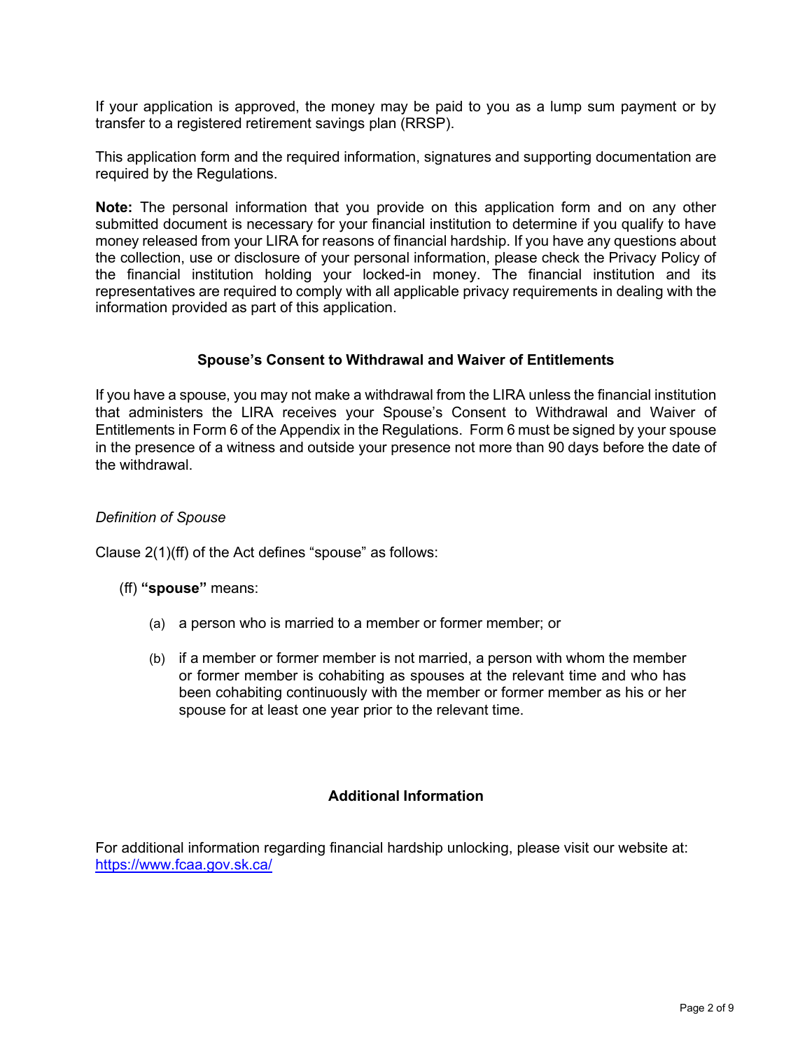If your application is approved, the money may be paid to you as a lump sum payment or by transfer to a registered retirement savings plan (RRSP).

This application form and the required information, signatures and supporting documentation are required by the Regulations.

**Note:** The personal information that you provide on this application form and on any other submitted document is necessary for your financial institution to determine if you qualify to have money released from your LIRA for reasons of financial hardship. If you have any questions about the collection, use or disclosure of your personal information, please check the Privacy Policy of the financial institution holding your locked-in money. The financial institution and its representatives are required to comply with all applicable privacy requirements in dealing with the information provided as part of this application.

## Spouse's Consent to Withdrawal and Waiver of Entitlements

If you have a spouse, you may not make a withdrawal from the LIRA unless the financial institution that administers the LIRA receives your Spouse's Consent to Withdrawal and Waiver of Entitlements in Form 6 of the Appendix in the Regulations. Form 6 must be signed by your spouse in the presence of a witness and outside your presence not more than 90 days before the date of the withdrawal.

*Definition of Spouse*

Clause 2(1)(ff) of the Act defines "spouse" as follows:

(ff) **"spouse"** means:

(a) a person who is married to a member or former member; or

(b) if a member or former member is not married, a person with whom the member or former member is cohabiting as spouses at the relevant time and who has been cohabiting continuously with the member or former member as his or her spouse for at least one year prior to the relevant time.

## Additional Information

For additional information regarding financial hardship unlocking, please visit our website at: https://www.fcaa.gov.sk.ca/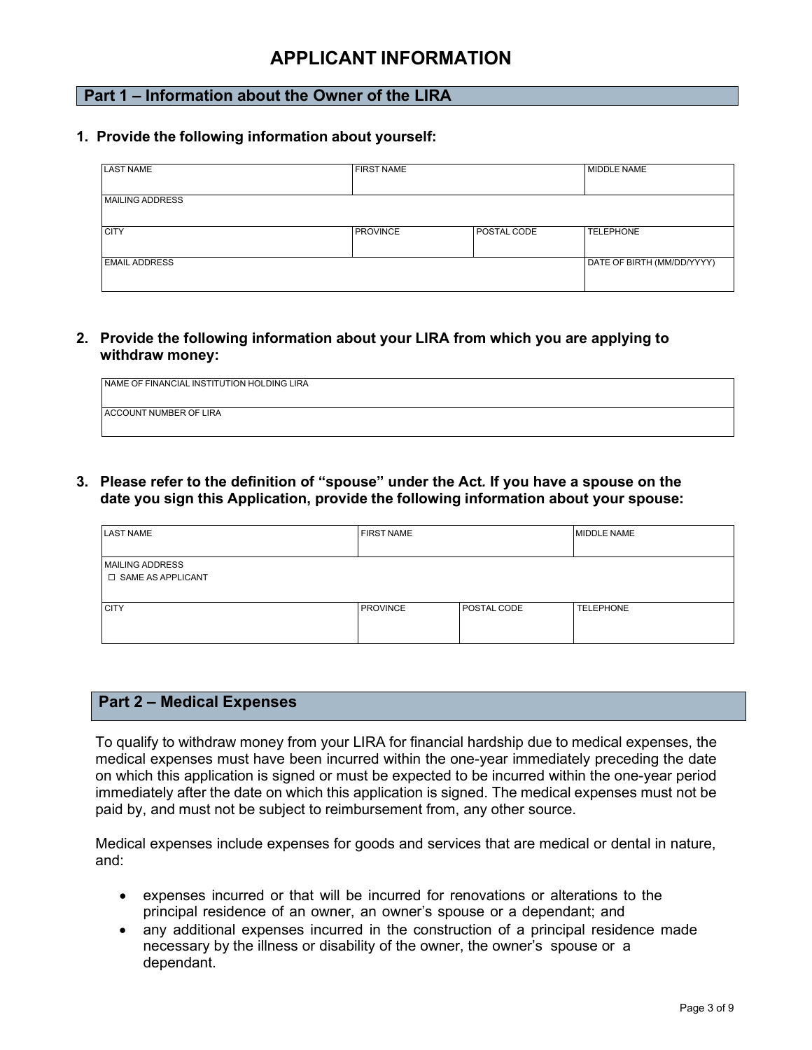# APPLICANT INFORMATION

## Part 1 – Information about the Owner of the LIRA

**1. Provide the following information about yourself:**

| LAST NAME | FIRST NAME | | MIDDLE NAME |
|---|---|---|---|
| MAILING ADDRESS | | | |
| CITY | PROVINCE | POSTAL CODE | TELEPHONE |
| EMAIL ADDRESS | | | DATE OF BIRTH (MM/DD/YYYY) |

**2. Provide the following information about your LIRA from which you are applying to withdraw money:**

| NAME OF FINANCIAL INSTITUTION HOLDING LIRA |
|---|
| ACCOUNT NUMBER OF LIRA |

**3. Please refer to the definition of "spouse" under the Act. If you have a spouse on the date you sign this Application, provide the following information about your spouse:**

| LAST NAME | FIRST NAME | | MIDDLE NAME |
|---|---|---|---|
| MAILING ADDRESS ☐ SAME AS APPLICANT | | | |
| CITY | PROVINCE | POSTAL CODE | TELEPHONE |

## Part 2 – Medical Expenses

To qualify to withdraw money from your LIRA for financial hardship due to medical expenses, the medical expenses must have been incurred within the one-year immediately preceding the date on which this application is signed or must be expected to be incurred within the one-year period immediately after the date on which this application is signed. The medical expenses must not be paid by, and must not be subject to reimbursement from, any other source.

Medical expenses include expenses for goods and services that are medical or dental in nature, and:

- expenses incurred or that will be incurred for renovations or alterations to the principal residence of an owner, an owner's spouse or a dependant; and
- any additional expenses incurred in the construction of a principal residence made necessary by the illness or disability of the owner, the owner's spouse or a dependant.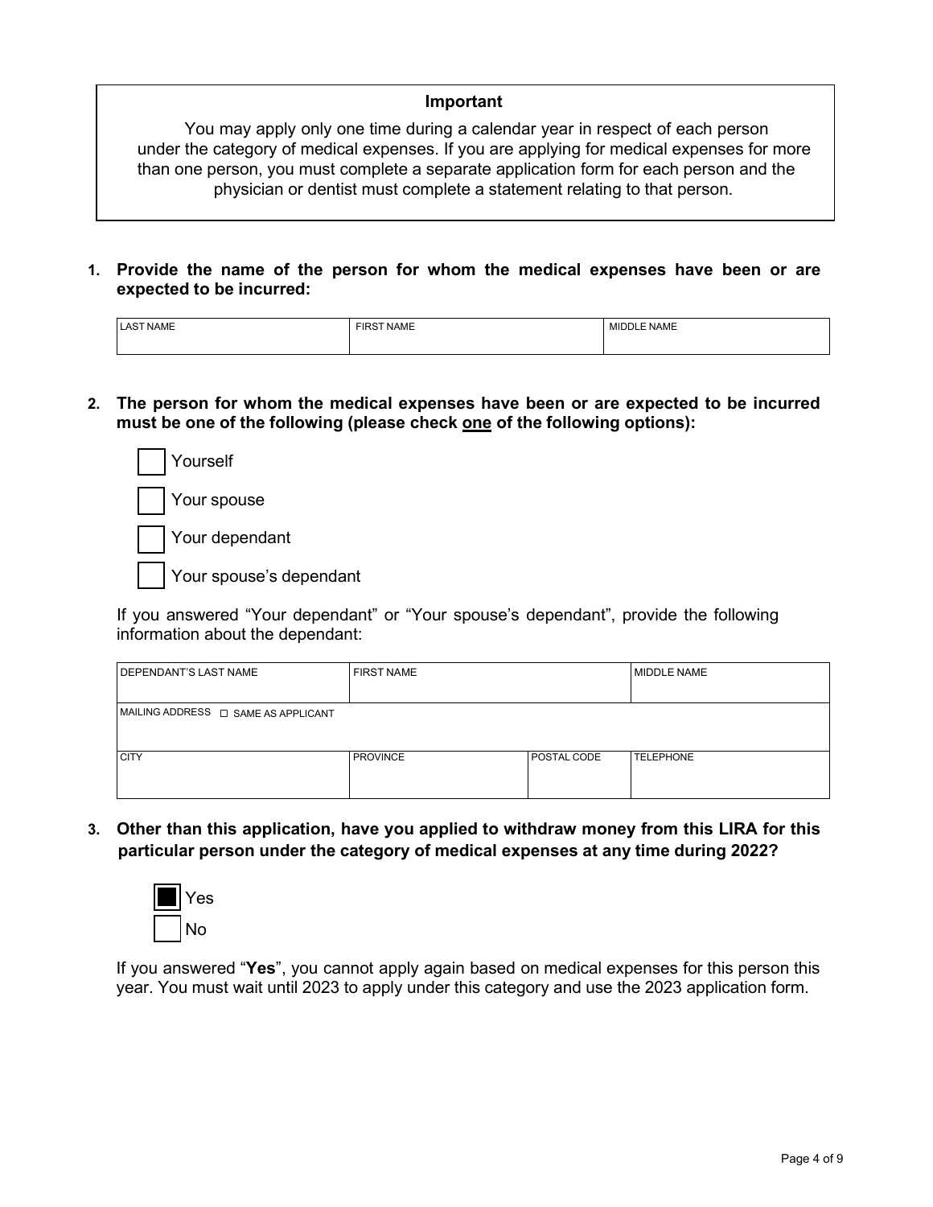> **Important**
>
> You may apply only one time during a calendar year in respect of each person under the category of medical expenses. If you are applying for medical expenses for more than one person, you must complete a separate application form for each person and the physician or dentist must complete a statement relating to that person.

**1. Provide the name of the person for whom the medical expenses have been or are expected to be incurred:**

| LAST NAME | FIRST NAME | MIDDLE NAME |
| --- | --- | --- |
| | | |

**2. The person for whom the medical expenses have been or are expected to be incurred must be one of the following (please check <u>one</u> of the following options):**

- ☐ Yourself
- ☐ Your spouse
- ☐ Your dependant
- ☐ Your spouse's dependant

If you answered "Your dependant" or "Your spouse's dependant", provide the following information about the dependant:

| DEPENDANT'S LAST NAME | FIRST NAME | | MIDDLE NAME |
| --- | --- | --- | --- |
| | | | |
| MAILING ADDRESS ☐ SAME AS APPLICANT | | | |
| CITY | PROVINCE | POSTAL CODE | TELEPHONE |
| | | | |

**3. Other than this application, have you applied to withdraw money from this LIRA for this particular person under the category of medical expenses at any time during 2022?**

- ☒ Yes
- ☐ No

If you answered "**Yes**", you cannot apply again based on medical expenses for this person this year. You must wait until 2023 to apply under this category and use the 2023 application form.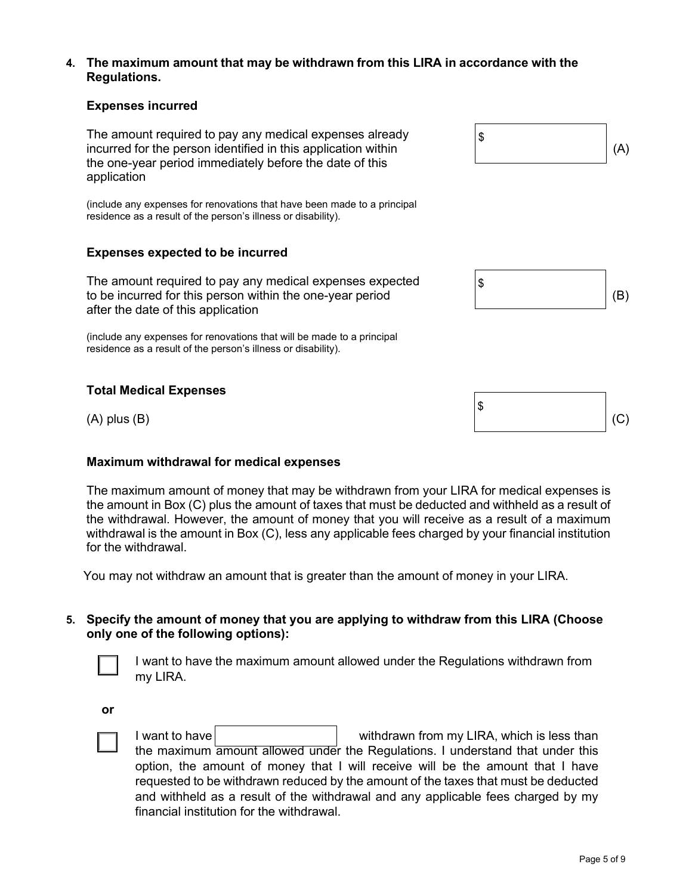**4. The maximum amount that may be withdrawn from this LIRA in accordance with the Regulations.**

**Expenses incurred**

The amount required to pay any medical expenses already incurred for the person identified in this application within the one-year period immediately before the date of this application

(include any expenses for renovations that have been made to a principal residence as a result of the person's illness or disability).

$ ______ (A)

**Expenses expected to be incurred**

The amount required to pay any medical expenses expected to be incurred for this person within the one-year period after the date of this application

(include any expenses for renovations that will be made to a principal residence as a result of the person's illness or disability).

$ ______ (B)

**Total Medical Expenses**

(A) plus (B)

$ ______ (C)

**Maximum withdrawal for medical expenses**

The maximum amount of money that may be withdrawn from your LIRA for medical expenses is the amount in Box (C) plus the amount of taxes that must be deducted and withheld as a result of the withdrawal. However, the amount of money that you will receive as a result of a maximum withdrawal is the amount in Box (C), less any applicable fees charged by your financial institution for the withdrawal.

You may not withdraw an amount that is greater than the amount of money in your LIRA.

**5. Specify the amount of money that you are applying to withdraw from this LIRA (Choose only one of the following options):**

☐ I want to have the maximum amount allowed under the Regulations withdrawn from my LIRA.

**or**

☐ I want to have ______ withdrawn from my LIRA, which is less than the maximum amount allowed under the Regulations. I understand that under this option, the amount of money that I will receive will be the amount that I have requested to be withdrawn reduced by the amount of the taxes that must be deducted and withheld as a result of the withdrawal and any applicable fees charged by my financial institution for the withdrawal.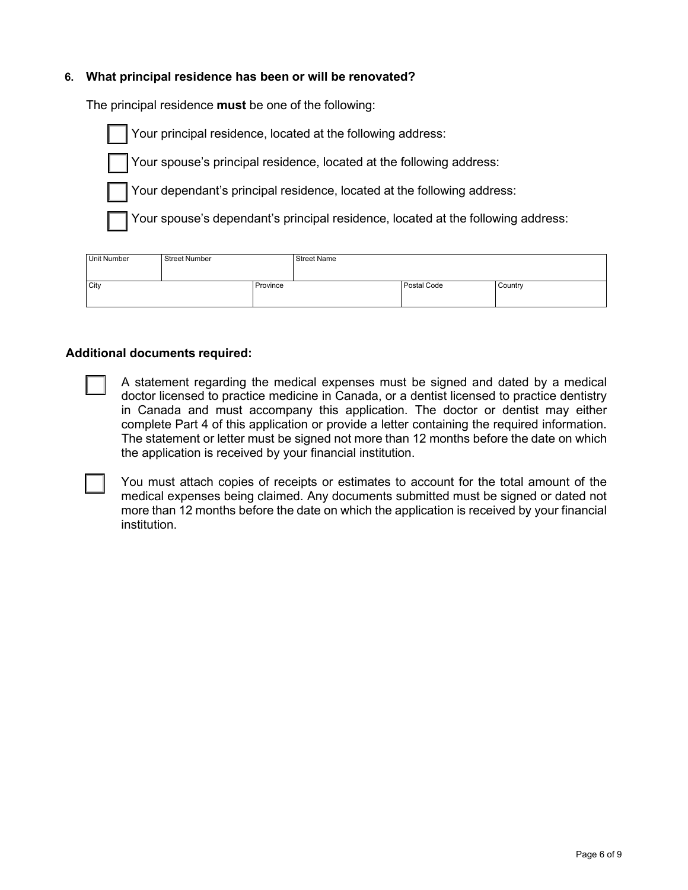**6. What principal residence has been or will be renovated?**

The principal residence **must** be one of the following:

- ☐ Your principal residence, located at the following address:
- ☐ Your spouse's principal residence, located at the following address:
- ☐ Your dependant's principal residence, located at the following address:
- ☐ Your spouse's dependant's principal residence, located at the following address:

| Unit Number | Street Number | Street Name | |
|---|---|---|---|
| | | | |
| City | Province | Postal Code | Country |
| | | | |

**Additional documents required:**

- ☐ A statement regarding the medical expenses must be signed and dated by a medical doctor licensed to practice medicine in Canada, or a dentist licensed to practice dentistry in Canada and must accompany this application. The doctor or dentist may either complete Part 4 of this application or provide a letter containing the required information. The statement or letter must be signed not more than 12 months before the date on which the application is received by your financial institution.

- ☐ You must attach copies of receipts or estimates to account for the total amount of the medical expenses being claimed. Any documents submitted must be signed or dated not more than 12 months before the date on which the application is received by your financial institution.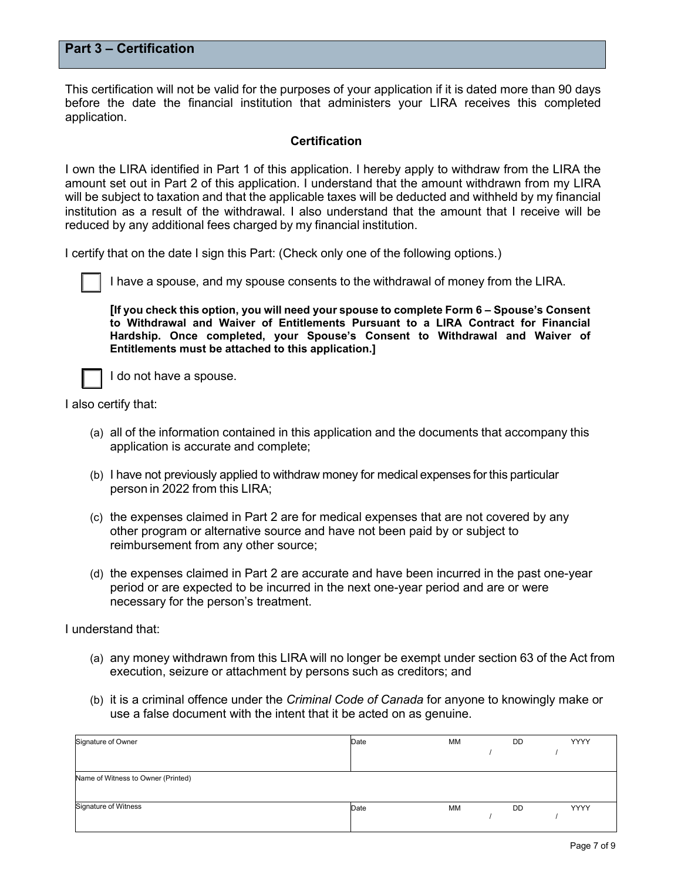## Part 3 – Certification

This certification will not be valid for the purposes of your application if it is dated more than 90 days before the date the financial institution that administers your LIRA receives this completed application.

**Certification**

I own the LIRA identified in Part 1 of this application. I hereby apply to withdraw from the LIRA the amount set out in Part 2 of this application. I understand that the amount withdrawn from my LIRA will be subject to taxation and that the applicable taxes will be deducted and withheld by my financial institution as a result of the withdrawal. I also understand that the amount that I receive will be reduced by any additional fees charged by my financial institution.

I certify that on the date I sign this Part: (Check only one of the following options.)

☐ I have a spouse, and my spouse consents to the withdrawal of money from the LIRA.

**[If you check this option, you will need your spouse to complete Form 6 – Spouse's Consent to Withdrawal and Waiver of Entitlements Pursuant to a LIRA Contract for Financial Hardship. Once completed, your Spouse's Consent to Withdrawal and Waiver of Entitlements must be attached to this application.]**

☐ I do not have a spouse.

I also certify that:

(a) all of the information contained in this application and the documents that accompany this application is accurate and complete;

(b) I have not previously applied to withdraw money for medical expenses for this particular person in 2022 from this LIRA;

(c) the expenses claimed in Part 2 are for medical expenses that are not covered by any other program or alternative source and have not been paid by or subject to reimbursement from any other source;

(d) the expenses claimed in Part 2 are accurate and have been incurred in the past one-year period or are expected to be incurred in the next one-year period and are or were necessary for the person's treatment.

I understand that:

(a) any money withdrawn from this LIRA will no longer be exempt under section 63 of the Act from execution, seizure or attachment by persons such as creditors; and

(b) it is a criminal offence under the *Criminal Code of Canada* for anyone to knowingly make or use a false document with the intent that it be acted on as genuine.

| Signature of Owner | Date MM / DD / YYYY |
|---|---|
| Name of Witness to Owner (Printed) | |
| Signature of Witness | Date MM / DD / YYYY |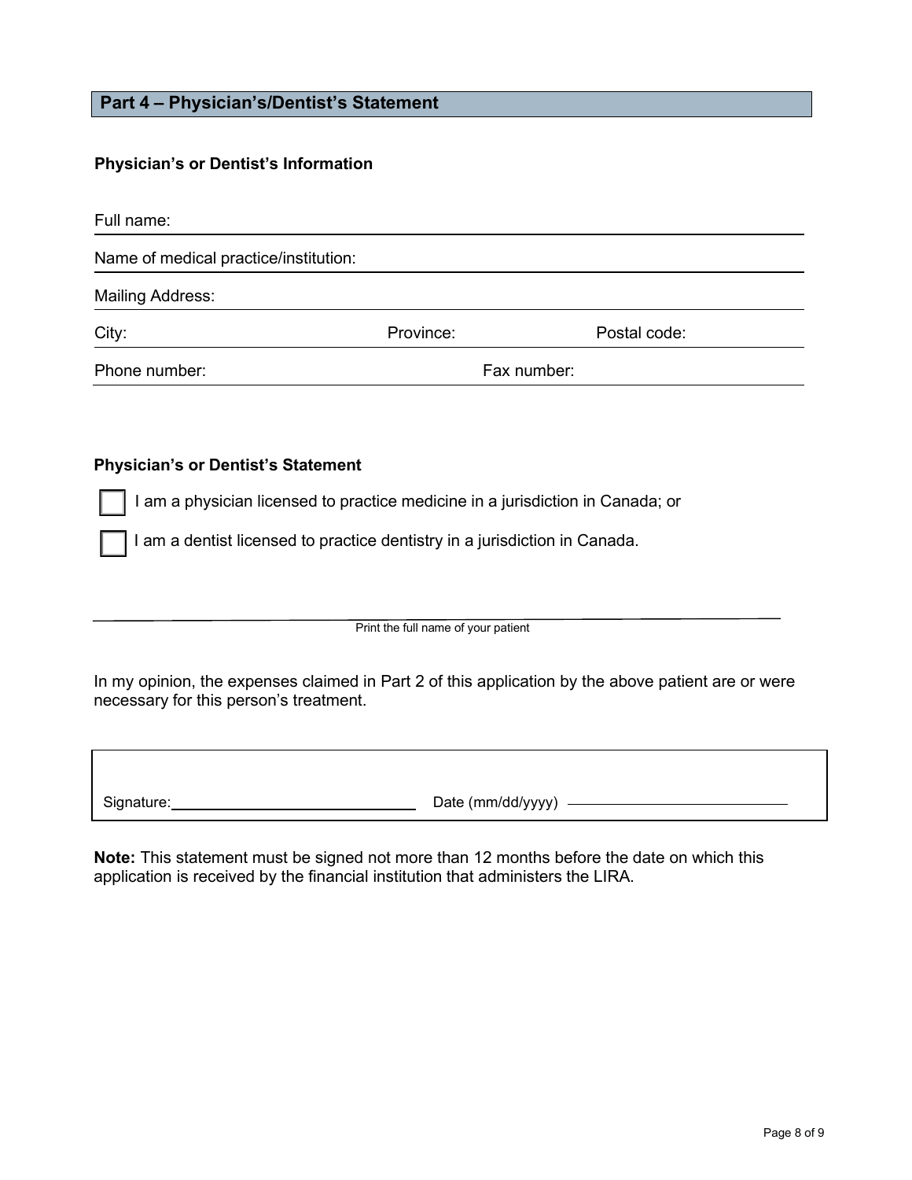## Part 4 – Physician's/Dentist's Statement

**Physician's or Dentist's Information**

Full name: ______________________________

Name of medical practice/institution: ______________________________

Mailing Address: ______________________________

City: ____________ Province: ____________ Postal code: ____________

Phone number: ____________ Fax number: ____________

**Physician's or Dentist's Statement**

☐ I am a physician licensed to practice medicine in a jurisdiction in Canada; or

☐ I am a dentist licensed to practice dentistry in a jurisdiction in Canada.

______________________________
Print the full name of your patient

In my opinion, the expenses claimed in Part 2 of this application by the above patient are or were necessary for this person's treatment.

Signature: ______________________________ Date (mm/dd/yyyy) ______________________________

**Note:** This statement must be signed not more than 12 months before the date on which this application is received by the financial institution that administers the LIRA.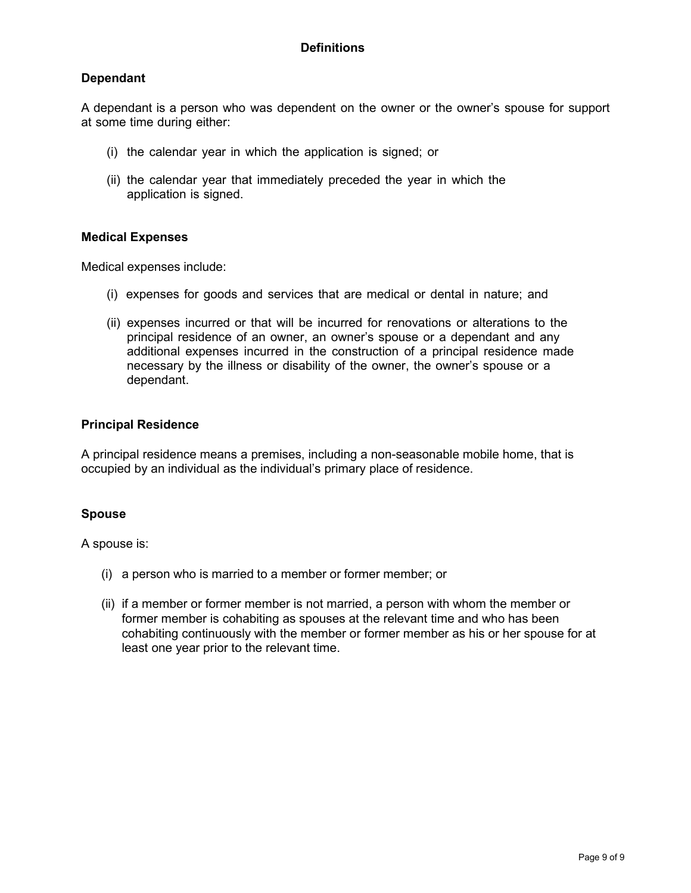## Definitions

### Dependant

A dependant is a person who was dependent on the owner or the owner's spouse for support at some time during either:

(i) the calendar year in which the application is signed; or

(ii) the calendar year that immediately preceded the year in which the application is signed.

### Medical Expenses

Medical expenses include:

(i) expenses for goods and services that are medical or dental in nature; and

(ii) expenses incurred or that will be incurred for renovations or alterations to the principal residence of an owner, an owner's spouse or a dependant and any additional expenses incurred in the construction of a principal residence made necessary by the illness or disability of the owner, the owner's spouse or a dependant.

### Principal Residence

A principal residence means a premises, including a non-seasonable mobile home, that is occupied by an individual as the individual's primary place of residence.

### Spouse

A spouse is:

(i) a person who is married to a member or former member; or

(ii) if a member or former member is not married, a person with whom the member or former member is cohabiting as spouses at the relevant time and who has been cohabiting continuously with the member or former member as his or her spouse for at least one year prior to the relevant time.